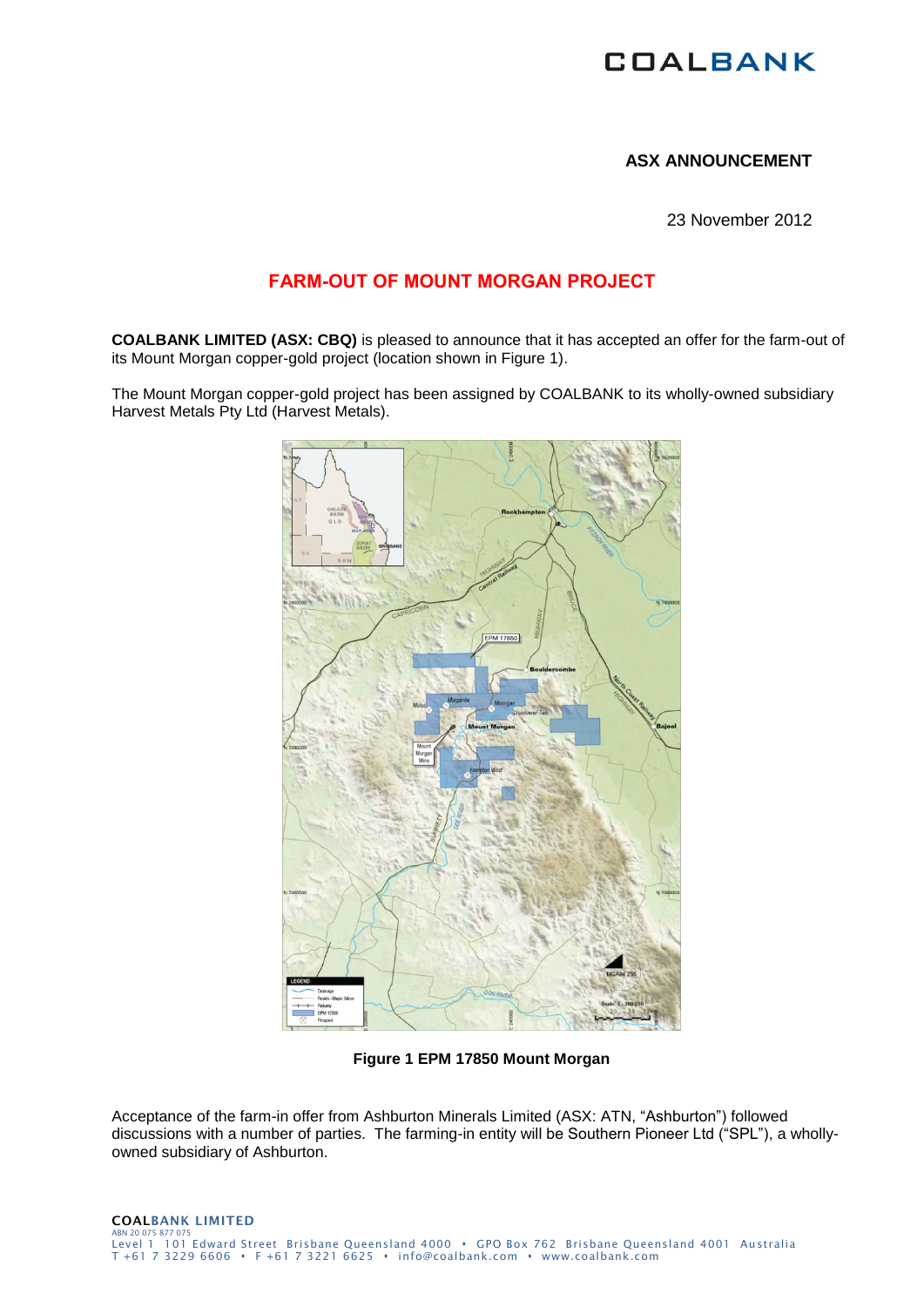# COALBANK

**ASX ANNOUNCEMENT**

23 November 2012

## FARM-OUT OF MOUNT MORGAN PROJECT

**COALBANK LIMITED (ASX: CBQ)** is pleased to announce that it has accepted an offer for the farm-out of its Mount Morgan copper-gold project (location shown in Figure 1).

The Mount Morgan copper-gold project has been assigned by COALBANK to its wholly-owned subsidiary Harvest Metals Pty Ltd (Harvest Metals).

**Figure 1 EPM 17850 Mount Morgan**

Acceptance of the farm-in offer from Ashburton Minerals Limited (ASX: ATN, "Ashburton") followed discussions with a number of parties. The farming-in entity will be Southern Pioneer Ltd ("SPL"), a wholly-owned subsidiary of Ashburton.

**COALBANK LIMITED**
ABN 20 075 877 075
Level 1 101 Edward Street Brisbane Queensland 4000 • GPO Box 762 Brisbane Queensland 4001 Australia
T +61 7 3229 6606 • F +61 7 3221 6625 • info@coalbank.com • www.coalbank.com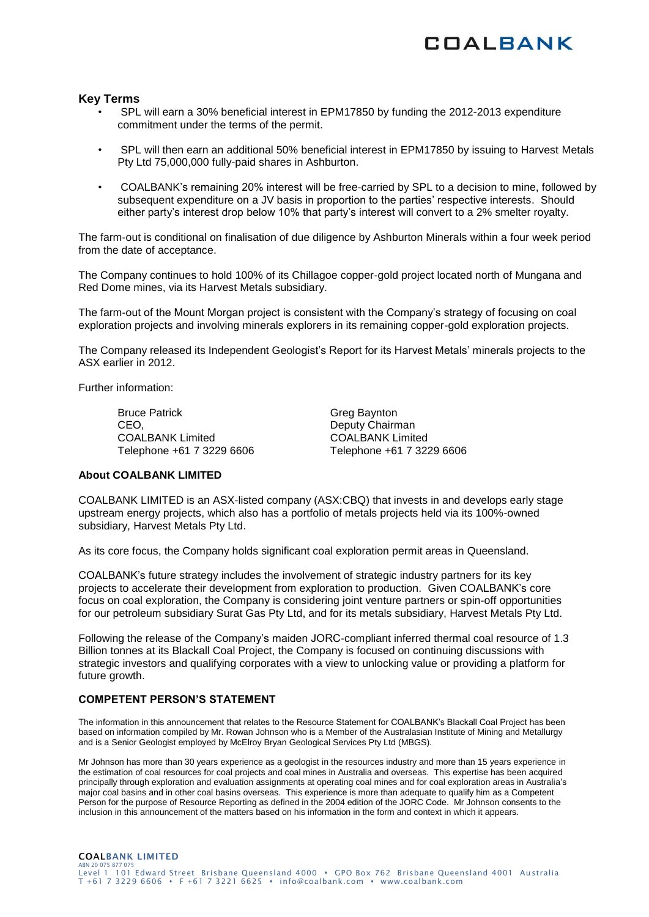**Key Terms**

- SPL will earn a 30% beneficial interest in EPM17850 by funding the 2012-2013 expenditure commitment under the terms of the permit.
- SPL will then earn an additional 50% beneficial interest in EPM17850 by issuing to Harvest Metals Pty Ltd 75,000,000 fully-paid shares in Ashburton.
- COALBANK's remaining 20% interest will be free-carried by SPL to a decision to mine, followed by subsequent expenditure on a JV basis in proportion to the parties' respective interests. Should either party's interest drop below 10% that party's interest will convert to a 2% smelter royalty.

The farm-out is conditional on finalisation of due diligence by Ashburton Minerals within a four week period from the date of acceptance.

The Company continues to hold 100% of its Chillagoe copper-gold project located north of Mungana and Red Dome mines, via its Harvest Metals subsidiary.

The farm-out of the Mount Morgan project is consistent with the Company's strategy of focusing on coal exploration projects and involving minerals explorers in its remaining copper-gold exploration projects.

The Company released its Independent Geologist's Report for its Harvest Metals' minerals projects to the ASX earlier in 2012.

Further information:

Bruce Patrick
CEO,
COALBANK Limited
Telephone +61 7 3229 6606

Greg Baynton
Deputy Chairman
COALBANK Limited
Telephone +61 7 3229 6606

**About COALBANK LIMITED**

COALBANK LIMITED is an ASX-listed company (ASX:CBQ) that invests in and develops early stage upstream energy projects, which also has a portfolio of metals projects held via its 100%-owned subsidiary, Harvest Metals Pty Ltd.

As its core focus, the Company holds significant coal exploration permit areas in Queensland.

COALBANK's future strategy includes the involvement of strategic industry partners for its key projects to accelerate their development from exploration to production. Given COALBANK's core focus on coal exploration, the Company is considering joint venture partners or spin-off opportunities for our petroleum subsidiary Surat Gas Pty Ltd, and for its metals subsidiary, Harvest Metals Pty Ltd.

Following the release of the Company's maiden JORC-compliant inferred thermal coal resource of 1.3 Billion tonnes at its Blackall Coal Project, the Company is focused on continuing discussions with strategic investors and qualifying corporates with a view to unlocking value or providing a platform for future growth.

**COMPETENT PERSON'S STATEMENT**

The information in this announcement that relates to the Resource Statement for COALBANK's Blackall Coal Project has been based on information compiled by Mr. Rowan Johnson who is a Member of the Australasian Institute of Mining and Metallurgy and is a Senior Geologist employed by McElroy Bryan Geological Services Pty Ltd (MBGS).

Mr Johnson has more than 30 years experience as a geologist in the resources industry and more than 15 years experience in the estimation of coal resources for coal projects and coal mines in Australia and overseas. This expertise has been acquired principally through exploration and evaluation assignments at operating coal mines and for coal exploration areas in Australia's major coal basins and in other coal basins overseas. This experience is more than adequate to qualify him as a Competent Person for the purpose of Resource Reporting as defined in the 2004 edition of the JORC Code. Mr Johnson consents to the inclusion in this announcement of the matters based on his information in the form and context in which it appears.

COALBANK LIMITED
ABN 20 075 877 075
Level 1 101 Edward Street Brisbane Queensland 4000 • GPO Box 762 Brisbane Queensland 4001 Australia
T +61 7 3229 6606 • F +61 7 3221 6625 • info@coalbank.com • www.coalbank.com